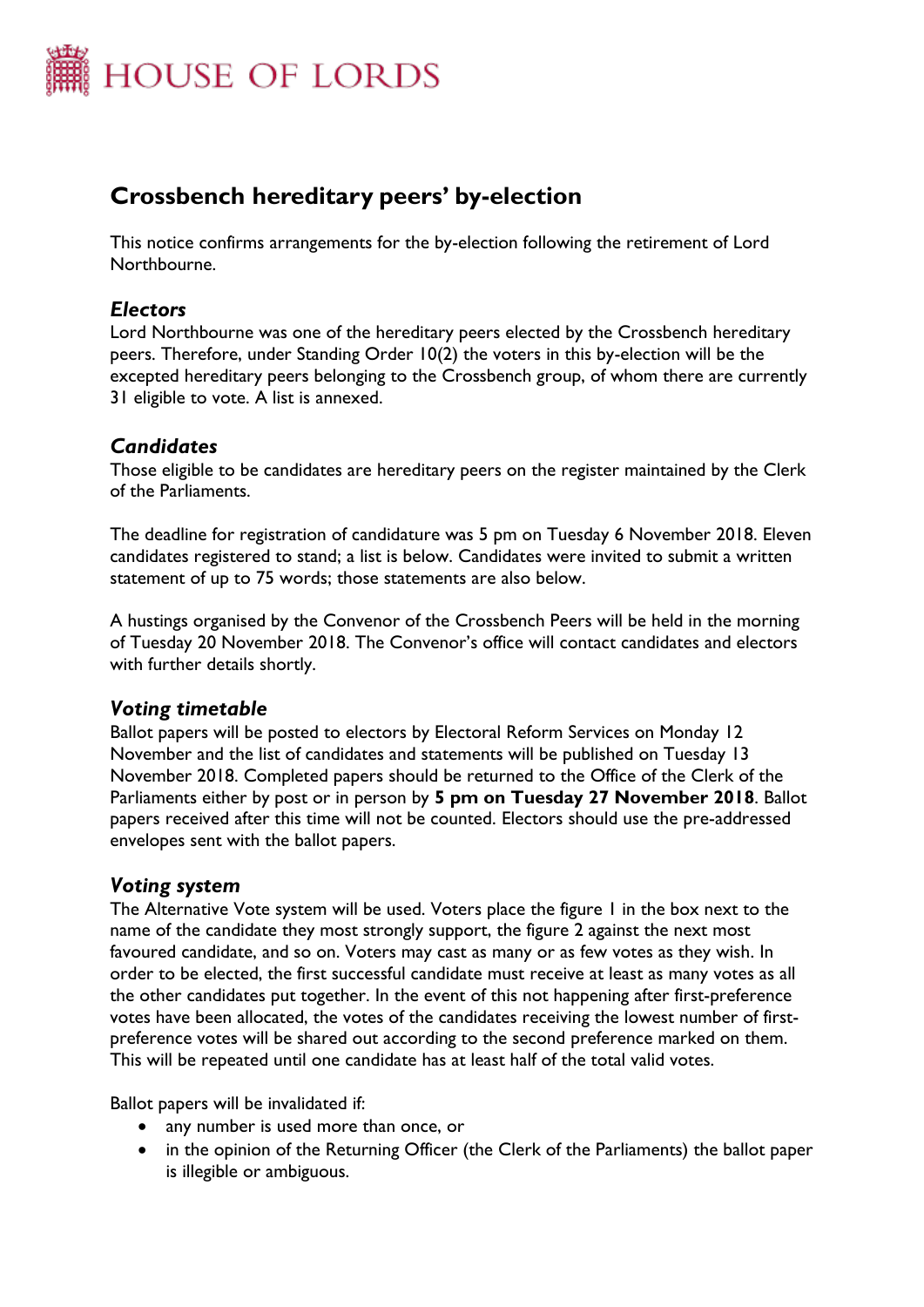HOUSE OF LORDS

# Crossbench hereditary peers' by-election

This notice confirms arrangements for the by-election following the retirement of Lord Northbourne.

### *Electors*

Lord Northbourne was one of the hereditary peers elected by the Crossbench hereditary peers. Therefore, under Standing Order 10(2) the voters in this by-election will be the excepted hereditary peers belonging to the Crossbench group, of whom there are currently 31 eligible to vote. A list is annexed.

### *Candidates*

Those eligible to be candidates are hereditary peers on the register maintained by the Clerk of the Parliaments.

The deadline for registration of candidature was 5 pm on Tuesday 6 November 2018. Eleven candidates registered to stand; a list is below. Candidates were invited to submit a written statement of up to 75 words; those statements are also below.

A hustings organised by the Convenor of the Crossbench Peers will be held in the morning of Tuesday 20 November 2018. The Convenor's office will contact candidates and electors with further details shortly.

### *Voting timetable*

Ballot papers will be posted to electors by Electoral Reform Services on Monday 12 November and the list of candidates and statements will be published on Tuesday 13 November 2018. Completed papers should be returned to the Office of the Clerk of the Parliaments either by post or in person by **5 pm on Tuesday 27 November 2018**. Ballot papers received after this time will not be counted. Electors should use the pre-addressed envelopes sent with the ballot papers.

### *Voting system*

The Alternative Vote system will be used. Voters place the figure 1 in the box next to the name of the candidate they most strongly support, the figure 2 against the next most favoured candidate, and so on. Voters may cast as many or as few votes as they wish. In order to be elected, the first successful candidate must receive at least as many votes as all the other candidates put together. In the event of this not happening after first-preference votes have been allocated, the votes of the candidates receiving the lowest number of first-preference votes will be shared out according to the second preference marked on them. This will be repeated until one candidate has at least half of the total valid votes.

Ballot papers will be invalidated if:

- any number is used more than once, or
- in the opinion of the Returning Officer (the Clerk of the Parliaments) the ballot paper is illegible or ambiguous.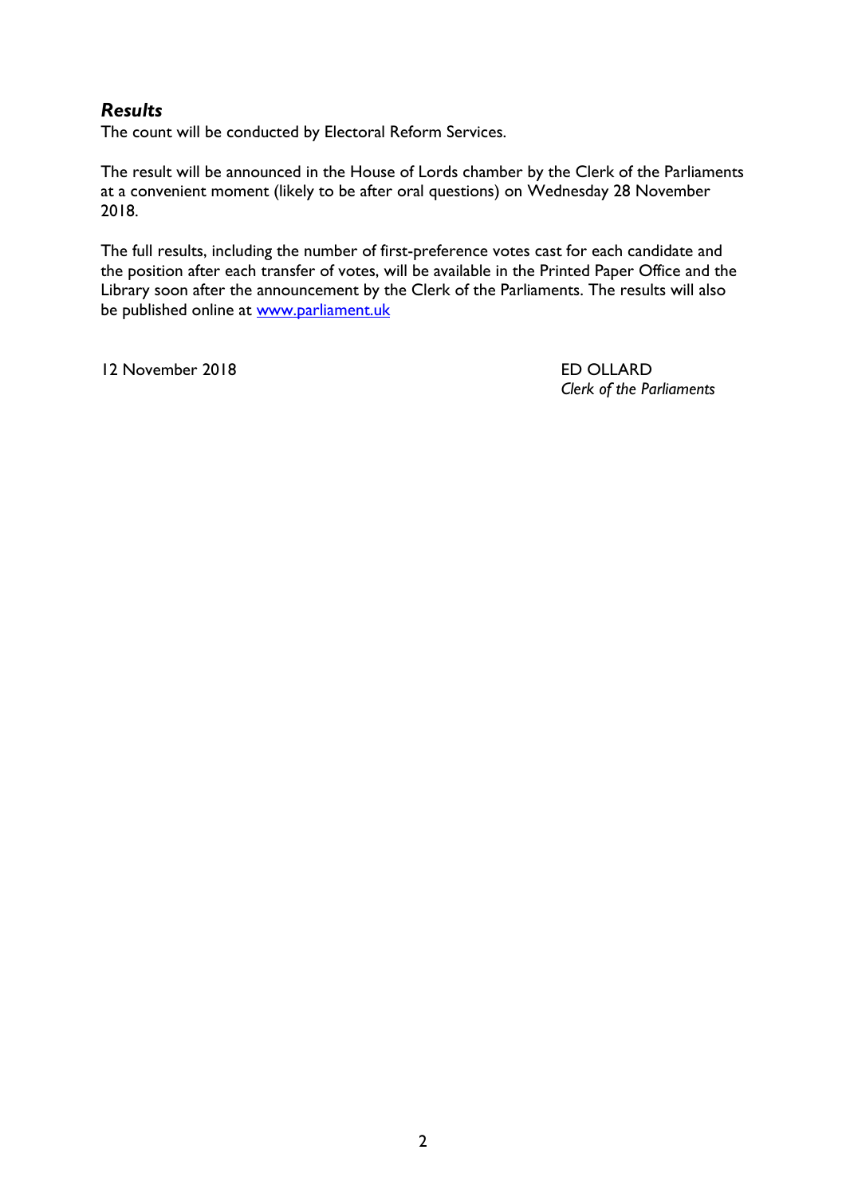### *Results*

The count will be conducted by Electoral Reform Services.

The result will be announced in the House of Lords chamber by the Clerk of the Parliaments at a convenient moment (likely to be after oral questions) on Wednesday 28 November 2018.

The full results, including the number of first-preference votes cast for each candidate and the position after each transfer of votes, will be available in the Printed Paper Office and the Library soon after the announcement by the Clerk of the Parliaments. The results will also be published online at [www.parliament.uk](http://www.parliament.uk)

12 November 2018

ED OLLARD
*Clerk of the Parliaments*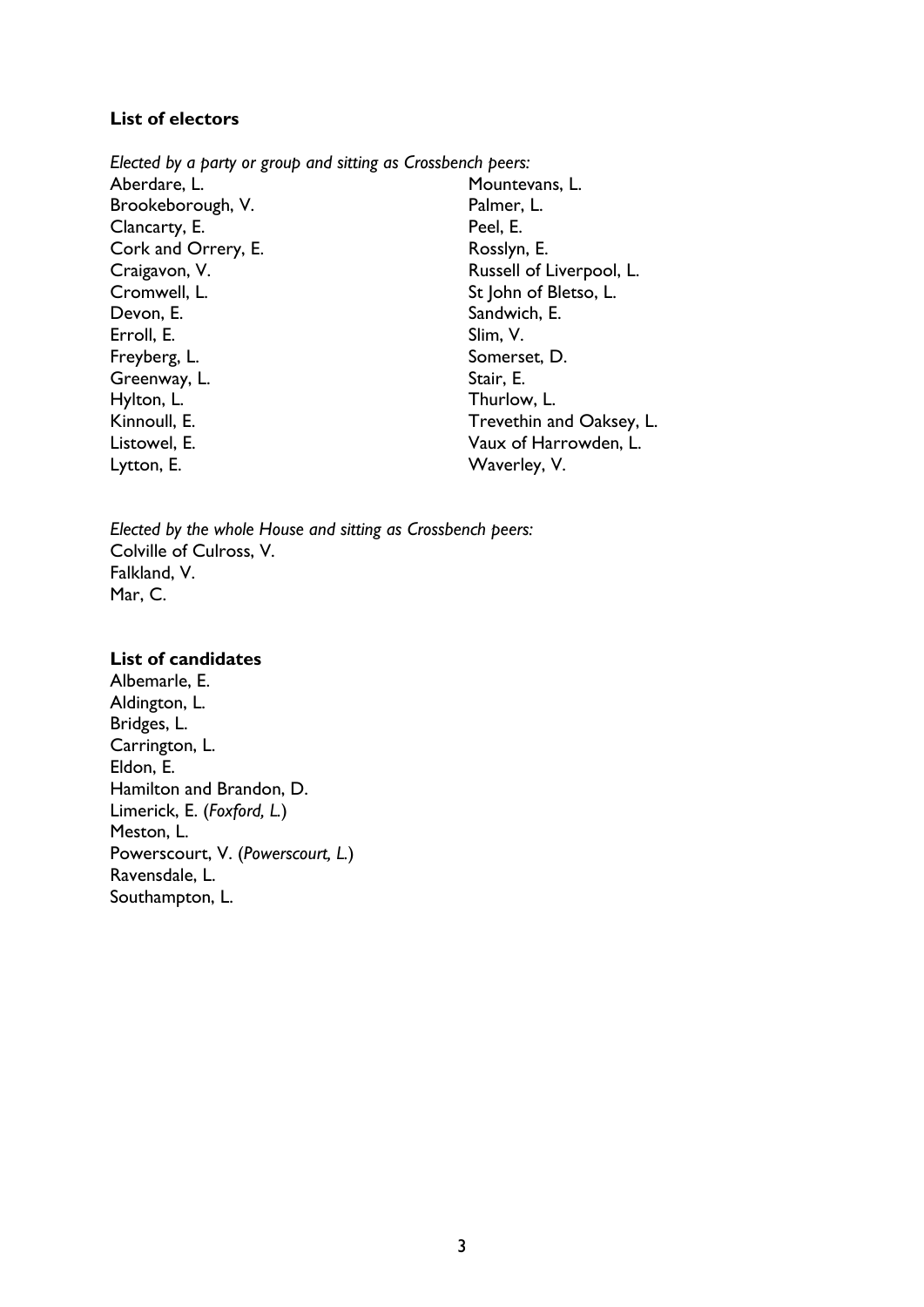**List of electors**

*Elected by a party or group and sitting as Crossbench peers:*

Aberdare, L.
Brookeborough, V.
Clancarty, E.
Cork and Orrery, E.
Craigavon, V.
Cromwell, L.
Devon, E.
Erroll, E.
Freyberg, L.
Greenway, L.
Hylton, L.
Kinnoull, E.
Listowel, E.
Lytton, E.
Mountevans, L.
Palmer, L.
Peel, E.
Rosslyn, E.
Russell of Liverpool, L.
St John of Bletso, L.
Sandwich, E.
Slim, V.
Somerset, D.
Stair, E.
Thurlow, L.
Trevethin and Oaksey, L.
Vaux of Harrowden, L.
Waverley, V.

*Elected by the whole House and sitting as Crossbench peers:*

Colville of Culross, V.
Falkland, V.
Mar, C.

**List of candidates**

Albemarle, E.
Aldington, L.
Bridges, L.
Carrington, L.
Eldon, E.
Hamilton and Brandon, D.
Limerick, E. (*Foxford, L.*)
Meston, L.
Powerscourt, V. (*Powerscourt, L.*)
Ravensdale, L.
Southampton, L.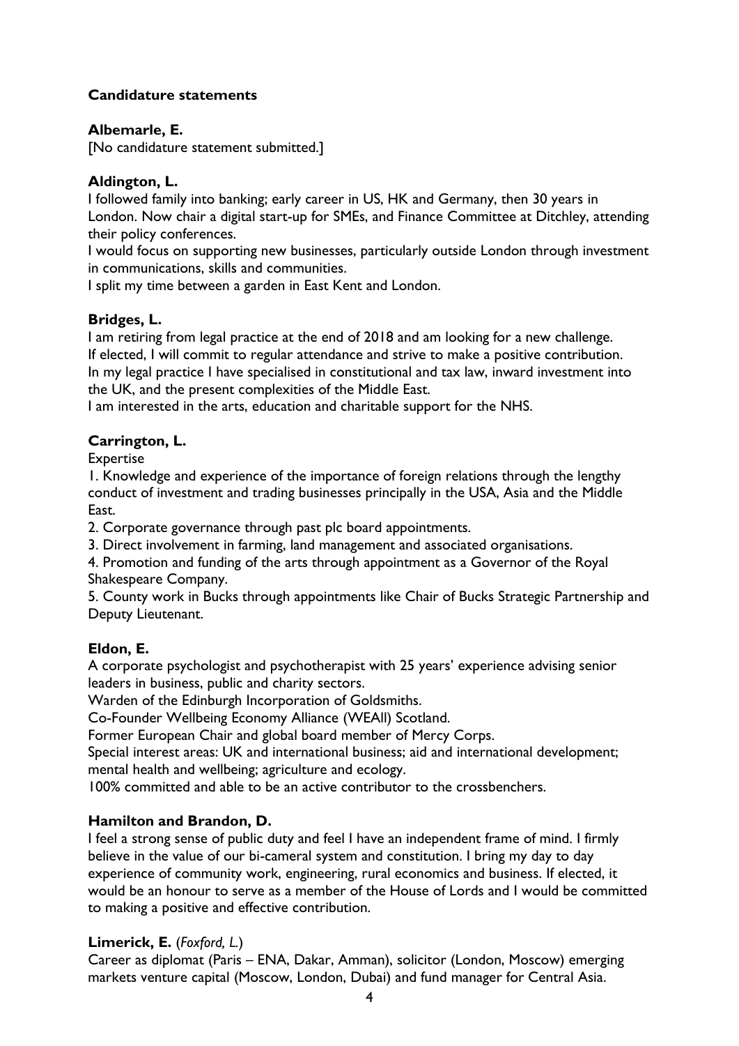**Candidature statements**

**Albemarle, E.**

[No candidature statement submitted.]

**Aldington, L.**

I followed family into banking; early career in US, HK and Germany, then 30 years in London. Now chair a digital start-up for SMEs, and Finance Committee at Ditchley, attending their policy conferences.

I would focus on supporting new businesses, particularly outside London through investment in communications, skills and communities.

I split my time between a garden in East Kent and London.

**Bridges, L.**

I am retiring from legal practice at the end of 2018 and am looking for a new challenge. If elected, I will commit to regular attendance and strive to make a positive contribution. In my legal practice I have specialised in constitutional and tax law, inward investment into the UK, and the present complexities of the Middle East.

I am interested in the arts, education and charitable support for the NHS.

**Carrington, L.**

Expertise

1. Knowledge and experience of the importance of foreign relations through the lengthy conduct of investment and trading businesses principally in the USA, Asia and the Middle East.
2. Corporate governance through past plc board appointments.
3. Direct involvement in farming, land management and associated organisations.
4. Promotion and funding of the arts through appointment as a Governor of the Royal Shakespeare Company.
5. County work in Bucks through appointments like Chair of Bucks Strategic Partnership and Deputy Lieutenant.

**Eldon, E.**

A corporate psychologist and psychotherapist with 25 years' experience advising senior leaders in business, public and charity sectors.

Warden of the Edinburgh Incorporation of Goldsmiths.

Co-Founder Wellbeing Economy Alliance (WEAll) Scotland.

Former European Chair and global board member of Mercy Corps.

Special interest areas: UK and international business; aid and international development; mental health and wellbeing; agriculture and ecology.

100% committed and able to be an active contributor to the crossbenchers.

**Hamilton and Brandon, D.**

I feel a strong sense of public duty and feel I have an independent frame of mind. I firmly believe in the value of our bi-cameral system and constitution. I bring my day to day experience of community work, engineering, rural economics and business. If elected, it would be an honour to serve as a member of the House of Lords and I would be committed to making a positive and effective contribution.

**Limerick, E.** (*Foxford, L.*)

Career as diplomat (Paris – ENA, Dakar, Amman), solicitor (London, Moscow) emerging markets venture capital (Moscow, London, Dubai) and fund manager for Central Asia.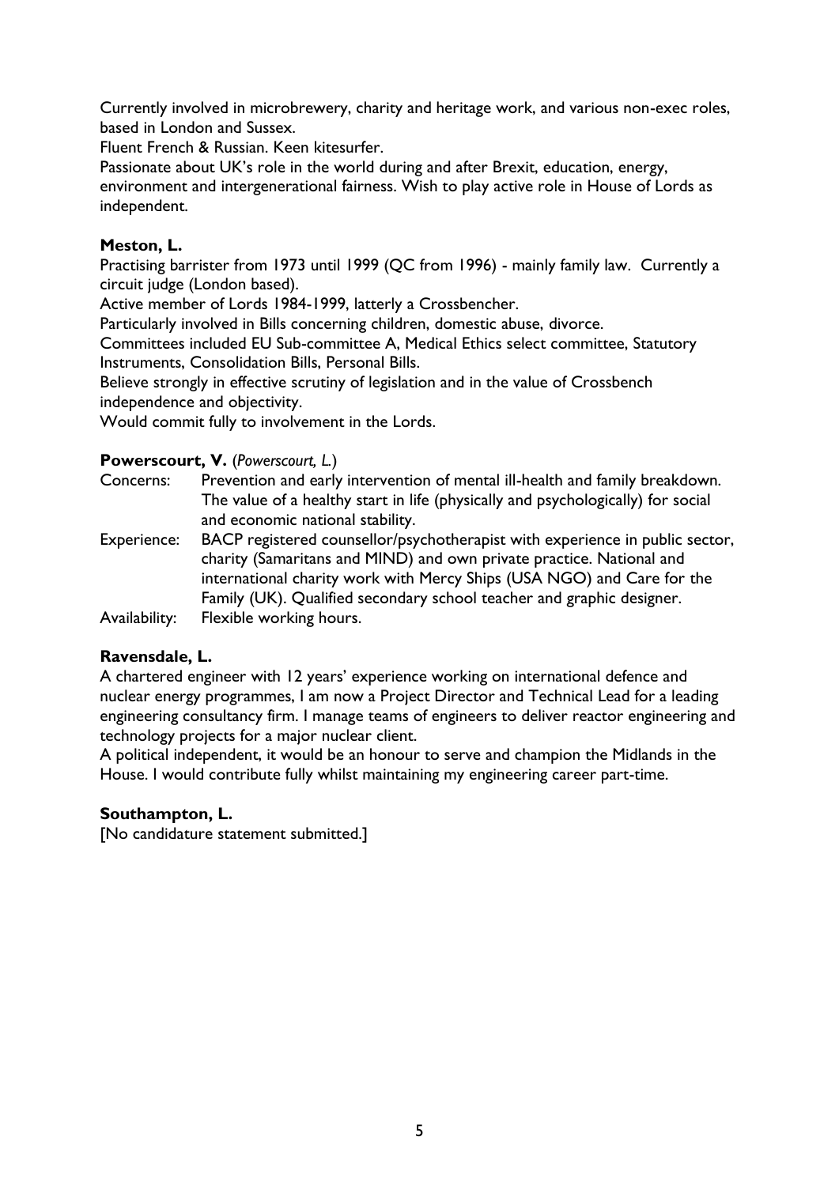Currently involved in microbrewery, charity and heritage work, and various non-exec roles, based in London and Sussex.
Fluent French & Russian. Keen kitesurfer.
Passionate about UK's role in the world during and after Brexit, education, energy, environment and intergenerational fairness. Wish to play active role in House of Lords as independent.

**Meston, L.**
Practising barrister from 1973 until 1999 (QC from 1996) - mainly family law. Currently a circuit judge (London based).
Active member of Lords 1984-1999, latterly a Crossbencher.
Particularly involved in Bills concerning children, domestic abuse, divorce.
Committees included EU Sub-committee A, Medical Ethics select committee, Statutory Instruments, Consolidation Bills, Personal Bills.
Believe strongly in effective scrutiny of legislation and in the value of Crossbench independence and objectivity.
Would commit fully to involvement in the Lords.

**Powerscourt, V.** (*Powerscourt, L.*)

Concerns: Prevention and early intervention of mental ill-health and family breakdown. The value of a healthy start in life (physically and psychologically) for social and economic national stability.

Experience: BACP registered counsellor/psychotherapist with experience in public sector, charity (Samaritans and MIND) and own private practice. National and international charity work with Mercy Ships (USA NGO) and Care for the Family (UK). Qualified secondary school teacher and graphic designer.

Availability: Flexible working hours.

**Ravensdale, L.**
A chartered engineer with 12 years' experience working on international defence and nuclear energy programmes, I am now a Project Director and Technical Lead for a leading engineering consultancy firm. I manage teams of engineers to deliver reactor engineering and technology projects for a major nuclear client.
A political independent, it would be an honour to serve and champion the Midlands in the House. I would contribute fully whilst maintaining my engineering career part-time.

**Southampton, L.**
[No candidature statement submitted.]